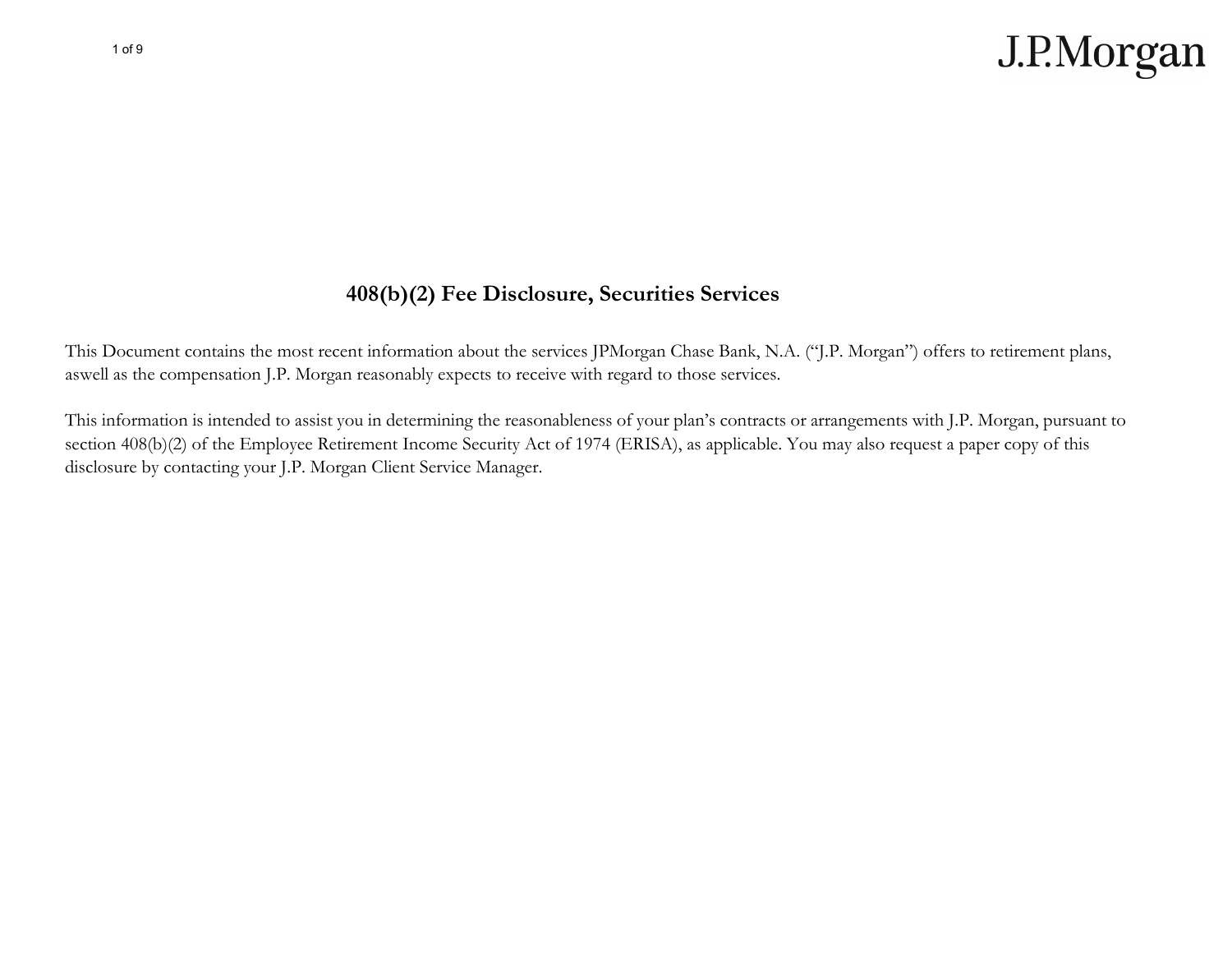# 408(b)(2) Fee Disclosure, Securities Services

This Document contains the most recent information about the services JPMorgan Chase Bank, N.A. ("J.P. Morgan") offers to retirement plans, aswell as the compensation J.P. Morgan reasonably expects to receive with regard to those services.

This information is intended to assist you in determining the reasonableness of your plan's contracts or arrangements with J.P. Morgan, pursuant to section 408(b)(2) of the Employee Retirement Income Security Act of 1974 (ERISA), as applicable. You may also request a paper copy of this disclosure by contacting your J.P. Morgan Client Service Manager.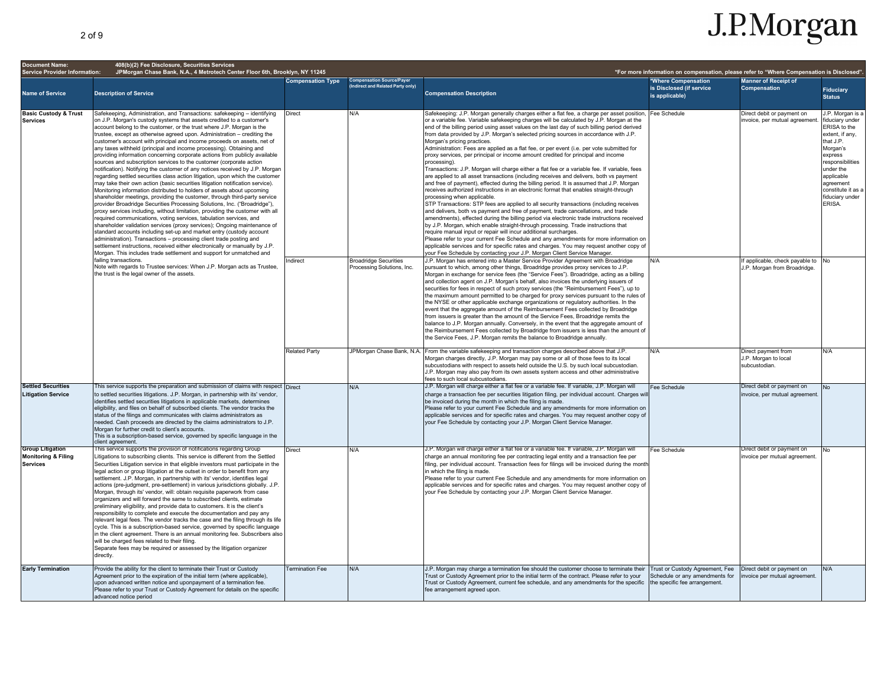**Document Name:** 408(b)(2) Fee Disclosure, Securities Services
**Service Provider Information:** JPMorgan Chase Bank, N.A., 4 Metrotech Center Floor 6th, Brooklyn, NY 11245

*For more information on compensation, please refer to "Where Compensation is Disclosed".

| Name of Service | Description of Service | Compensation Type | Compensation Source/Payer (Indirect and Related Party only) | Compensation Description | *Where Compensation is Disclosed (if service is applicable) | Manner of Receipt of Compensation | Fiduciary Status |
|---|---|---|---|---|---|---|---|
| **Basic Custody & Trust Services** | Safekeeping, Administration, and Transactions: safekeeping – identifying on J.P. Morgan's custody systems that assets credited to a customer's account belong to the customer, or the trust where J.P. Morgan is the trustee, except as otherwise agreed upon. Administration – crediting the customer's account with principal and income proceeds on assets, net of any taxes withheld (principal and income processing). Obtaining and providing information concerning corporate actions from publicly available sources and subscription services to the customer (corporate action notification). Notifying the customer of any notices received by J.P. Morgan regarding settled securities class action litigation, upon which the customer may take their own action (basic securities litigation notification service). Monitoring information distributed to holders of assets about upcoming shareholder meetings, providing the customer, through third-party service provider Broadridge Securities Processing Solutions, Inc. ("Broadridge"), proxy services including, without limitation, providing the customer with all required communications, voting services, tabulation services, and shareholder validation services (proxy services); Ongoing maintenance of standard accounts including set-up and market entry (custody account administration). Transactions – processing client trade posting and settlement instructions, received either electronically or manually by J.P. Morgan. This includes trade settlement and support for unmatched and failing transactions.<br>Note with regards to Trustee services: When J.P. Morgan acts as Trustee, the trust is the legal owner of the assets. | Direct | N/A | Safekeeping: J.P. Morgan generally charges either a flat fee, a charge per asset position, or a variable fee. Variable safekeeping charges will be calculated by J.P. Morgan at the end of the billing period using asset values on the last day of such billing period derived from data provided by J.P. Morgan's selected pricing sources in accordance with J.P. Morgan's pricing practices.<br>Administration: Fees are applied as a flat fee, or per event (i.e. per vote submitted for proxy services, per principal or income amount credited for principal and income processing).<br>Transactions: J.P. Morgan will charge either a flat fee or a variable fee. If variable, fees are applied to all asset transactions (including receives and delivers, both vs payment and free of payment), effected during the billing period. It is assumed that J.P. Morgan receives authorized instructions in an electronic format that enables straight-through processing when applicable.<br>STP Transactions: STP fees are applied to all security transactions (including receives and delivers, both vs payment and free of payment, trade cancellations, and trade amendments), effected during the billing period via electronic trade instructions received by J.P. Morgan, which enable straight-through processing. Trade instructions that require manual input or repair will incur additional surcharges.<br>Please refer to your current Fee Schedule and any amendments for more information on applicable services and for specific rates and charges. You may request another copy of your Fee Schedule by contacting your J.P. Morgan Client Service Manager. | Fee Schedule | Direct debit or payment on invoice, per mutual agreement. | J.P. Morgan is a fiduciary under ERISA to the extent, if any, that J.P. Morgan's express responsibilities under the applicable agreement constitute it as a fiduciary under ERISA. |
| | | Indirect | Broadridge Securities Processing Solutions, Inc. | J.P. Morgan has entered into a Master Service Provider Agreement with Broadridge pursuant to which, among other things, Broadridge provides proxy services to J.P. Morgan in exchange for service fees (the "Service Fees"). Broadridge, acting as a billing and collection agent on J.P. Morgan's behalf, also invoices the underlying issuers of securities for fees in respect of such proxy services (the "Reimbursement Fees"), up to the maximum amount permitted to be charged for proxy services pursuant to the rules of the NYSE or other applicable exchange organizations or regulatory authorities. In the event that the aggregate amount of the Reimbursement Fees collected by Broadridge from issuers is greater than the amount of the Service Fees, Broadridge remits the balance to J.P. Morgan annually. Conversely, in the event that the aggregate amount of the Reimbursement Fees collected by Broadridge from issuers is less than the amount of the Service Fees, J.P. Morgan remits the balance to Broadridge annually. | N/A | If applicable, check payable to J.P. Morgan from Broadridge. | No |
| | | Related Party | JPMorgan Chase Bank, N.A. | From the variable safekeeping and transaction charges described above that J.P. Morgan charges directly, J.P. Morgan may pay some or all of those fees to its local subcustodians with respect to assets held outside the U.S. by such local subcustodian. J.P. Morgan may also pay from its own assets system access and other administrative fees to such local subcustodians. | N/A | Direct payment from J.P. Morgan to local subcustodian. | N/A |
| **Settled Securities Litigation Service** | This service supports the preparation and submission of claims with respect to settled securities litigations. J.P. Morgan, in partnership with its' vendor, identifies settled securities litigations in applicable markets, determines eligibility, and files on behalf of subscribed clients. The vendor tracks the status of the filings and communicates with claims administrators as needed. Cash proceeds are directed by the claims administrators to J.P. Morgan for further credit to client's accounts.<br>This is a subscription-based service, governed by specific language in the client agreement. | Direct | N/A | J.P. Morgan will charge either a flat fee or a variable fee. If variable, J.P. Morgan will charge a transaction fee per securities litigation filing, per individual account. Charges will be invoiced during the month in which the filing is made.<br>Please refer to your current Fee Schedule and any amendments for more information on applicable services and for specific rates and charges. You may request another copy of your Fee Schedule by contacting your J.P. Morgan Client Service Manager. | Fee Schedule | Direct debit or payment on invoice, per mutual agreement. | No |
| **Group Litigation Monitoring & Filing Services** | This service supports the provision of notifications regarding Group Litigations to subscribing clients. This service is different from the Settled Securities Litigation service in that eligible investors must participate in the legal action or group litigation at the outset in order to benefit from any settlement. J.P. Morgan, in partnership with its' vendor, identifies legal actions (pre-judgment, pre-settlement) in various jurisdictions globally. J.P. Morgan, through its' vendor, will: obtain requisite paperwork from case organizers and will forward the same to subscribed clients, estimate preliminary eligibility, and provide data to customers. It is the client's responsibility to complete and execute the documentation and pay any relevant legal fees. The vendor tracks the case and the filing through its life cycle. This is a subscription-based service, governed by specific language in the client agreement. There is an annual monitoring fee. Subscribers also will be charged fees related to their filing.<br>Separate fees may be required or assessed by the litigation organizer directly. | Direct | N/A | J.P. Morgan will charge either a flat fee or a variable fee. If variable, J.P. Morgan will charge an annual monitoring fee per contracting legal entity and a transaction fee per filing, per individual account. Transaction fees for filings will be invoiced during the month in which the filing is made.<br>Please refer to your current Fee Schedule and any amendments for more information on applicable services and for specific rates and charges. You may request another copy of your Fee Schedule by contacting your J.P. Morgan Client Service Manager. | Fee Schedule | Direct debit or payment on invoice per mutual agreement. | No |
| **Early Termination** | Provide the ability for the client to terminate their Trust or Custody Agreement prior to the expiration of the initial term (where applicable), upon advanced written notice and uponpayment of a termination fee. Please refer to your Trust or Custody Agreement for details on the specific advanced notice period | Termination Fee | N/A | J.P. Morgan may charge a termination fee should the customer choose to terminate their Trust or Custody Agreement prior to the initial term of the contract. Please refer to your Trust or Custody Agreement, current fee schedule, and any amendments for the specific fee arrangement agreed upon. | Trust or Custody Agreement, Fee Schedule or any amendments for the specific fee arrangement. | Direct debit or payment on invoice per mutual agreement. | N/A |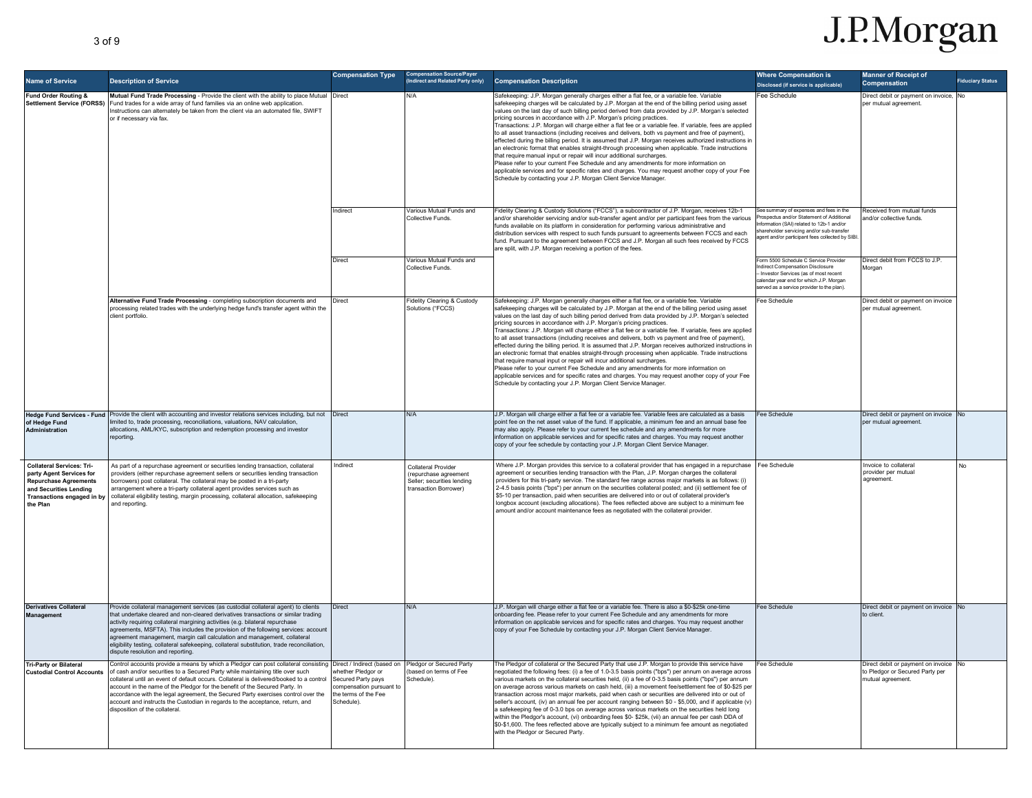| Name of Service | Description of Service | Compensation Type | Compensation Source/Payer (Indirect and Related Party only) | Compensation Description | Where Compensation is Disclosed (if service is applicable) | Manner of Receipt of Compensation | Fiduciary Status |
|---|---|---|---|---|---|---|---|
| **Fund Order Routing & Settlement Service (FORSS)** | **Mutual Fund Trade Processing** - Provide the client with the ability to place Mutual Fund trades for a wide array of fund families via an online web application. Instructions can alternately be taken from the client via an automated file, SWIFT or if necessary via fax. | Direct | N/A | Safekeeping: J.P. Morgan generally charges either a flat fee, or a variable fee. Variable safekeeping charges will be calculated by J.P. Morgan at the end of the billing period using asset values on the last day of such billing period derived from data provided by J.P. Morgan's selected pricing sources in accordance with J.P. Morgan's pricing practices.<br>Transactions: J.P. Morgan will charge either a flat fee or a variable fee. If variable, fees are applied to all asset transactions (including receives and delivers, both vs payment and free of payment), effected during the billing period. It is assumed that J.P. Morgan receives authorized instructions in an electronic format that enables straight-through processing when applicable. Trade instructions that require manual input or repair will incur additional surcharges.<br>Please refer to your current Fee Schedule and any amendments for more information on applicable services and for specific rates and charges. You may request another copy of your Fee Schedule by contacting your J.P. Morgan Client Service Manager. | Fee Schedule | Direct debit or payment on invoice, per mutual agreement. | No |
| | | Indirect | Various Mutual Funds and Collective Funds. | Fidelity Clearing & Custody Solutions ("FCCS"), a subcontractor of J.P. Morgan, receives 12b-1 and/or shareholder servicing and/or sub-transfer agent and/or per participant fees from the various funds available on its platform in consideration for performing various administrative and distribution services with respect to such funds pursuant to agreements between FCCS and each fund. Pursuant to the agreement between FCCS and J.P. Morgan all such fees received by FCCS are split, with J.P. Morgan receiving a portion of the fees. | See summary of expenses and fees in the Prospectus and/or Statement of Additional Information (SAI) related to 12b-1 and/or shareholder servicing and/or sub-transfer agent and/or participant fees collected by SIBI. | Received from mutual funds and/or collective funds. | |
| | | Direct | Various Mutual Funds and Collective Funds. | | Form 5500 Schedule C Service Provider Indirect Compensation Disclosure – Investor Services (as of most recent calendar year end for which J.P. Morgan served as a service provider to the plan). | Direct debit from FCCS to J.P. Morgan | |
| | **Alternative Fund Trade Processing** - completing subscription documents and processing related trades with the underlying hedge fund's transfer agent within the client portfolio. | Direct | Fidelity Clearing & Custody Solutions ("FCCS) | Safekeeping: J.P. Morgan generally charges either a flat fee, or a variable fee. Variable safekeeping charges will be calculated by J.P. Morgan at the end of the billing period using asset values on the last day of such billing period derived from data provided by J.P. Morgan's selected pricing sources in accordance with J.P. Morgan's pricing practices.<br>Transactions: J.P. Morgan will charge either a flat fee or a variable fee. If variable, fees are applied to all asset transactions (including receives and delivers, both vs payment and free of payment), effected during the billing period. It is assumed that J.P. Morgan receives authorized instructions in an electronic format that enables straight-through processing when applicable. Trade instructions that require manual input or repair will incur additional surcharges.<br>Please refer to your current Fee Schedule and any amendments for more information on applicable services and for specific rates and charges. You may request another copy of your Fee Schedule by contacting your J.P. Morgan Client Service Manager. | Fee Schedule | Direct debit or payment on invoice per mutual agreement. | |
| **Hedge Fund Services - Fund of Hedge Fund Administration** | Provide the client with accounting and investor relations services including, but not limited to, trade processing, reconciliations, valuations, NAV calculation, allocations, AML/KYC, subscription and redemption processing and investor reporting. | Direct | N/A | J.P. Morgan will charge either a flat fee or a variable fee. Variable fees are calculated as a basis point fee on the net asset value of the fund. If applicable, a minimum fee and an annual base fee may also apply. Please refer to your current fee schedule and any amendments for more information on applicable services and for specific rates and charges. You may request another copy of your fee schedule by contacting your J.P. Morgan Client Service Manager. | Fee Schedule | Direct debit or payment on invoice per mutual agreement. | No |
| **Collateral Services: Tri-party Agent Services for Repurchase Agreements and Securities Lending Transactions engaged in by the Plan** | As part of a repurchase agreement or securities lending transaction, collateral providers (either repurchase agreement sellers or securities lending transaction borrowers) post collateral. The collateral may be posted in a tri-party arrangement where a tri-party collateral agent provides services such as collateral eligibility testing, margin processing, collateral allocation, safekeeping and reporting. | Indirect | Collateral Provider (repurchase agreement Seller; securities lending transaction Borrower) | Where J.P. Morgan provides this service to a collateral provider that has engaged in a repurchase agreement or securities lending transaction with the Plan, J.P. Morgan charges the collateral providers for this tri-party service. The standard fee range across major markets is as follows: (i) 2-4.5 basis points ("bps") per annum on the securities collateral posted; and (ii) settlement fee of $5-10 per transaction, paid when securities are delivered into or out of collateral provider's longbox account (excluding allocations). The fees reflected above are subject to a minimum fee amount and/or account maintenance fees as negotiated with the collateral provider. | Fee Schedule | Invoice to collateral provider per mutual agreement. | No |
| **Derivatives Collateral Management** | Provide collateral management services (as custodial collateral agent) to clients that undertake cleared and non-cleared derivatives transactions or similar trading activity requiring collateral margining activities (e.g. bilateral repurchase agreements, MSFTA). This includes the provision of the following services: account agreement management, margin call calculation and management, collateral eligibility testing, collateral safekeeping, collateral substitution, trade reconciliation, dispute resolution and reporting. | Direct | N/A | J.P. Morgan will charge either a flat fee or a variable fee. There is also a $0-$25k one-time onboarding fee. Please refer to your current Fee Schedule and any amendments for more information on applicable services and for specific rates and charges. You may request another copy of your Fee Schedule by contacting your J.P. Morgan Client Service Manager. | Fee Schedule | Direct debit or payment on invoice to client. | No |
| **Tri-Party or Bilateral Custodial Control Accounts** | Control accounts provide a means by which a Pledgor can post collateral consisting of cash and/or securities to a Secured Party while maintaining title over such collateral until an event of default occurs. Collateral is delivered/booked to a control account in the name of the Pledgor for the benefit of the Secured Party. In accordance with the legal agreement, the Secured Party exercises control over the account and instructs the Custodian in regards to the acceptance, return, and disposition of the collateral. | Direct / Indirect (based on whether Pledgor or Secured Party pays compensation pursuant to the terms of the Fee Schedule). | Pledgor or Secured Party (based on terms of Fee Schedule). | The Pledgor of collateral or the Secured Party that use J.P. Morgan to provide this service have negotiated the following fees: (i) a fee of 1.0-3.5 basis points ("bps") per annum on average across various markets on the collateral securities held, (ii) a fee of 0-3.5 basis points ("bps") per annum on average across various markets on cash held, (iii) a movement fee/settlement fee of $0-$25 per transaction across most major markets, paid when cash or securities are delivered into or out of seller's account, (iv) an annual fee per account ranging between $0 - $5,000, and if applicable (v) a safekeeping fee of 0-3.0 bps on average across various markets on the securities held long within the Pledgor's account, (vi) onboarding fees $0- $25k, (vii) an annual fee per cash DDA of $0-$1,600. The fees reflected above are typically subject to a minimum fee amount as negotiated with the Pledgor or Secured Party. | Fee Schedule | Direct debit or payment on invoice to Pledgor or Secured Party per mutual agreement. | No |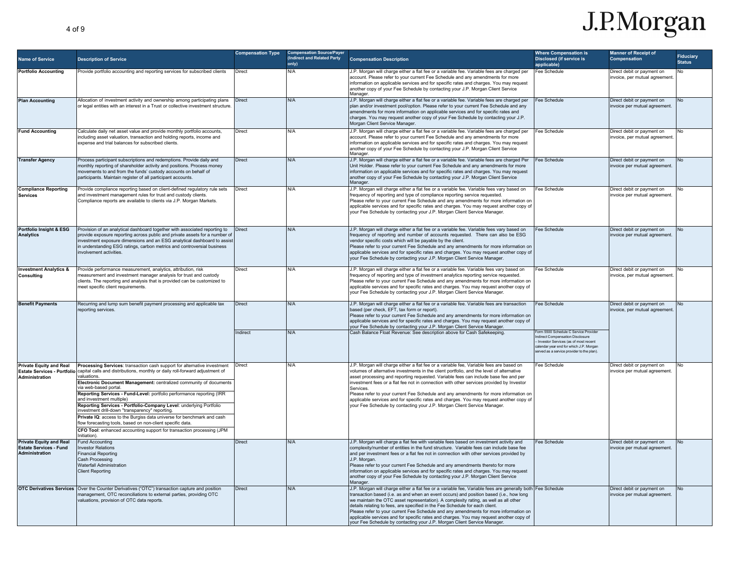| Name of Service | Description of Service | Compensation Type | Compensation Source/Payer (Indirect and Related Party only) | Compensation Description | Where Compensation is Disclosed (if service is applicable) | Manner of Receipt of Compensation | Fiduciary Status |
|---|---|---|---|---|---|---|---|
| **Portfolio Accounting** | Provide portfolio accounting and reporting services for subscribed clients | Direct | N/A | J.P. Morgan will charge either a flat fee or a variable fee. Variable fees are charged per account. Please refer to your current Fee Schedule and any amendments for more information on applicable services and for specific rates and charges. You may request another copy of your Fee Schedule by contacting your J.P. Morgan Client Service Manager. | Fee Schedule | Direct debit or payment on invoice, per mutual agreement. | No |
| **Plan Accounting** | Allocation of investment activity and ownership among participating plans or legal entities with an interest in a Trust or collective investment structure. | Direct | N/A | J.P. Morgan will charge either a flat fee or a variable fee. Variable fees are charged per plan and/or investment pool/option. Please refer to your current Fee Schedule and any amendments for more information on applicable services and for specific rates and charges. You may request another copy of your Fee Schedule by contacting your J.P. Morgan Client Service Manager. | Fee Schedule | Direct debit or payment on invoice per mutual agreement. | No |
| **Fund Accounting** | Calculate daily net asset value and provide monthly portfolio accounts, including asset valuation, transaction and holding reports, income and expense and trial balances for subscribed clients. | Direct | N/A | J.P. Morgan will charge either a flat fee or a variable fee. Variable fees are charged per account. Please refer to your current Fee Schedule and any amendments for more information on applicable services and for specific rates and charges. You may request another copy of your Fee Schedule by contacting your J.P. Morgan Client Service Manager. | Fee Schedule | Direct debit or payment on invoice, per mutual agreement. | No |
| **Transfer Agency** | Process participant subscriptions and redemptions. Provide daily and monthly reporting of shareholder activity and positions. Process money movements to and from the funds' custody accounts on behalf of participants. Maintain register of all participant accounts. | Direct | N/A | J.P. Morgan will charge either a flat fee or a variable fee. Variable fees are charged Per Unit Holder. Please refer to your current Fee Schedule and any amendments for more information on applicable services and for specific rates and charges. You may request another copy of your Fee Schedule by contacting your J.P. Morgan Client Service Manager. | Fee Schedule | Direct debit or payment on invoice per mutual agreement. | No |
| **Compliance Reporting Services** | Provide compliance reporting based on client-defined regulatory rule sets and investment management rules for trust and custody clients. Compliance reports are available to clients via J.P. Morgan Markets. | Direct | N/A | J.P. Morgan will charge either a flat fee or a variable fee. Variable fees vary based on frequency of reporting and type of compliance reporting service requested. Please refer to your current Fee Schedule and any amendments for more information on applicable services and for specific rates and charges. You may request another copy of your Fee Schedule by contacting your J.P. Morgan Client Service Manager. | Fee Schedule | Direct debit or payment on invoice per mutual agreement. | No |
| **Portfolio Insight & ESG Analytics** | Provision of an analytical dashboard together with associated reporting to provide exposure reporting across public and private assets for a number of investment exposure dimensions and an ESG analytical dashboard to assist in understanding ESG ratings, carbon metrics and controversial business involvement activities. | Direct | N/A | J.P. Morgan will charge either a flat fee or a variable fee. Variable fees vary based on frequency of reporting and number of accounts requested. There can also be ESG vendor specific costs which will be payable by the client. Please refer to your current Fee Schedule and any amendments for more information on applicable services and for specific rates and charges. You may request another copy of your Fee Schedule by contacting your J.P. Morgan Client Service Manager. | Fee Schedule | Direct debit or payment on invoice per mutual agreement. | No |
| **Investment Analytics & Consulting** | Provide performance measurement, analytics, attribution, risk measurement and investment manager analysis for trust and custody clients. The reporting and analysis that is provided can be customized to meet specific client requirements. | Direct | N/A | J.P. Morgan will charge either a flat fee or a variable fee. Variable fees vary based on frequency of reporting and type of investment analytics reporting service requested. Please refer to your current Fee Schedule and any amendments for more information on applicable services and for specific rates and charges. You may request another copy of your Fee Schedule by contacting your J.P. Morgan Client Service Manager. | Fee Schedule | Direct debit or payment on invoice, per mutual agreement. | No |
| **Benefit Payments** | Recurring and lump sum benefit payment processing and applicable tax reporting services. | Direct | N/A | J.P. Morgan will charge either a flat fee or a variable fee. Variable fees are transaction based (per check, EFT, tax form or report). Please refer to your current Fee Schedule and any amendments for more information on applicable services and for specific rates and charges. You may request another copy of your Fee Schedule by contacting your J.P. Morgan Client Service Manager. | Fee Schedule | Direct debit or payment on invoice, per mutual agreement. | No |
| | | Indirect | N/A | Cash Balance Float Revenue: See description above for Cash Safekeeping. | Form 5500 Schedule C Service Provider Indirect Compensation Disclosure – Investor Services (as of most recent calendar year end for which J.P. Morgan served as a service provider to the plan). | | |
| **Private Equity and Real Estate Services - Portfolio Administration** | **Processing Services**: transaction cash support for alternative investment capital calls and distributions, monthly or daily roll-forward adjustment of valuations.<br>**Electronic Document Management:** centralized community of documents via web-based portal.<br>**Reporting Services - Fund-Level:** portfolio performance reporting (IRR and investment multiple)<br>**Reporting Services - Portfolio-Company Level**: underlying Portfolio investment drill-down "transparency" reporting.<br>**Private IQ**: access to the Burgiss data universe for benchmark and cash flow forecasting tools, based on non-client specific data.<br>**CFO Tool**: enhanced accounting support for transaction processing (JPM Initiation). | Direct | N/A | J.P. Morgan will charge either a flat fee or a variable fee, Variable fees are based on volumes of alternative investments in the client portfolio, and the level of alternative asset processing and reporting requested. Variable fees can include base fee and per investment fees or a flat fee not in connection with other services provided by Investor Services. Please refer to your current Fee Schedule and any amendments for more information on applicable services and for specific rates and charges. You may request another copy of your Fee Schedule by contacting your J.P. Morgan Client Service Manager. | Fee Schedule | Direct debit or payment on invoice per mutual agreement. | No |
| **Private Equity and Real Estate Services - Fund Administration** | Fund Accounting<br>Investor Relations<br>Financial Reporting<br>Cash Processing<br>Waterfall Administration<br>Client Reporting | Direct | N/A | J.P. Morgan will charge a flat fee with variable fees based on investment activity and complexity/number of entities in the fund structure. Variable fees can include base fee and per investment fees or a flat fee not in connection with other services provided by J.P. Morgan. Please refer to your current Fee Schedule and any amendments thereto for more information on applicable services and for specific rates and charges. You may request another copy of your Fee Schedule by contacting your J.P. Morgan Client Service Manager. | Fee Schedule | Direct debit or payment on invoice per mutual agreement. | No |
| **OTC Derivatives Services** | Over the Counter Derivatives ("OTC") transaction capture and position management, OTC reconciliations to external parties, providing OTC valuations, provision of OTC data reports. | Direct | N/A | J.P. Morgan will charge either a flat fee or a variable fee, Variable fees are generally both transaction based (i.e. as and when an event occurs) and position based (i.e., how long we maintain the OTC asset representation). A complexity rating, as well as all other details relating to fees, are specified in the Fee Schedule for each client. Please refer to your current Fee Schedule and any amendments for more information on applicable services and for specific rates and charges. You may request another copy of your Fee Schedule by contacting your J.P. Morgan Client Service Manager. | Fee Schedule | Direct debit or payment on invoice per mutual agreement. | No |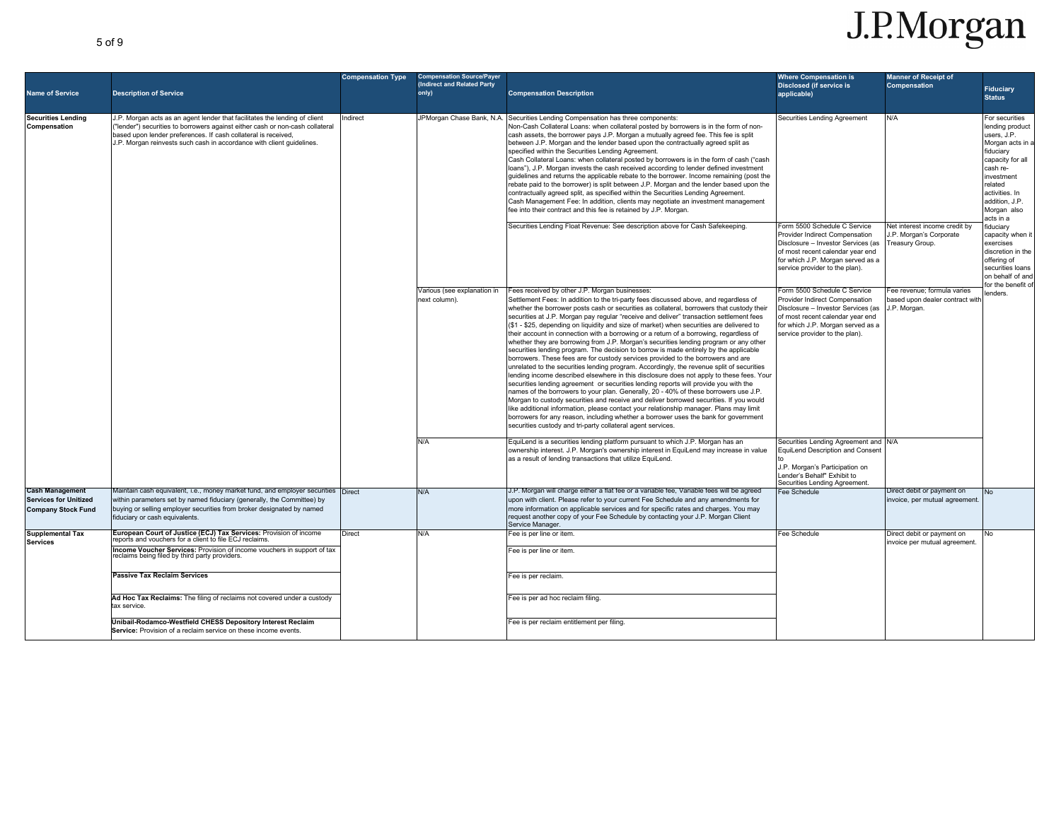| Name of Service | Description of Service | Compensation Type | Compensation Source/Payer (Indirect and Related Party only) | Compensation Description | Where Compensation is Disclosed (if service is applicable) | Manner of Receipt of Compensation | Fiduciary Status |
|---|---|---|---|---|---|---|---|
| **Securities Lending Compensation** | J.P. Morgan acts as an agent lender that facilitates the lending of client ("lender") securities to borrowers against either cash or non-cash collateral based upon lender preferences. If cash collateral is received, J.P. Morgan reinvests such cash in accordance with client guidelines. | Indirect | JPMorgan Chase Bank, N.A. | Securities Lending Compensation has three components: Non-Cash Collateral Loans: when collateral posted by borrowers is in the form of non-cash assets, the borrower pays J.P. Morgan a mutually agreed fee. This fee is split between J.P. Morgan and the lender based upon the contractually agreed split as specified within the Securities Lending Agreement. Cash Collateral Loans: when collateral posted by borrowers is in the form of cash ("cash loans"), J.P. Morgan invests the cash received according to lender defined investment guidelines and returns the applicable rebate to the borrower. Income remaining (post the rebate paid to the borrower) is split between J.P. Morgan and the lender based upon the contractually agreed split, as specified within the Securities Lending Agreement. Cash Management Fee: In addition, clients may negotiate an investment management fee into their contract and this fee is retained by J.P. Morgan. | Securities Lending Agreement | N/A | For securities lending product users, J.P. Morgan acts in a fiduciary capacity for all cash re-investment related activities. In addition, J.P. Morgan also acts in a fiduciary capacity when it exercises discretion in the offering of securities loans on behalf of and for the benefit of lenders. |
| | | | | Securities Lending Float Revenue: See description above for Cash Safekeeping. | Form 5500 Schedule C Service Provider Indirect Compensation Disclosure – Investor Services (as of most recent calendar year end for which J.P. Morgan served as a service provider to the plan). | Net interest income credit by J.P. Morgan's Corporate Treasury Group. | |
| | | | Various (see explanation in next column). | Fees received by other J.P. Morgan businesses: Settlement Fees: In addition to the tri-party fees discussed above, and regardless of whether the borrower posts cash or securities as collateral, borrowers that custody their securities at J.P. Morgan pay regular "receive and deliver" transaction settlement fees ($1 - $25, depending on liquidity and size of market) when securities are delivered to their account in connection with a borrowing or a return of a borrowing, regardless of whether they are borrowing from J.P. Morgan's securities lending program or any other securities lending program. The decision to borrow is made entirely by the applicable borrowers. These fees are for custody services provided to the borrowers and are unrelated to the securities lending program. Accordingly, the revenue split of securities lending income described elsewhere in this disclosure does not apply to these fees. Your securities lending agreement or securities lending reports will provide you with the names of the borrowers to your plan. Generally, 20 - 40% of these borrowers use J.P. Morgan to custody securities and receive and deliver borrowed securities. If you would like additional information, please contact your relationship manager. Plans may limit borrowers for any reason, including whether a borrower uses the bank for government securities custody and tri-party collateral agent services. | Form 5500 Schedule C Service Provider Indirect Compensation Disclosure – Investor Services (as of most recent calendar year end for which J.P. Morgan served as a service provider to the plan). | Fee revenue; formula varies based upon dealer contract with J.P. Morgan. | |
| | | | N/A | EquiLend is a securities lending platform pursuant to which J.P. Morgan has an ownership interest. J.P. Morgan's ownership interest in EquiLend may increase in value as a result of lending transactions that utilize EquiLend. | Securities Lending Agreement and EquiLend Description and Consent to J.P. Morgan's Participation on Lender's Behalf" Exhibit to Securities Lending Agreement. | N/A | |
| **Cash Management Services for Unitized Company Stock Fund** | Maintain cash equivalent, i.e., money market fund, and employer securities within parameters set by named fiduciary (generally, the Committee) by buying or selling employer securities from broker designated by named fiduciary or cash equivalents. | Direct | N/A | J.P. Morgan will charge either a flat fee or a variable fee, Variable fees will be agreed upon with client. Please refer to your current Fee Schedule and any amendments for more information on applicable services and for specific rates and charges. You may request another copy of your Fee Schedule by contacting your J.P. Morgan Client Service Manager. | Fee Schedule | Direct debit or payment on invoice, per mutual agreement. | No |
| **Supplemental Tax Services** | **European Court of Justice (ECJ) Tax Services:** Provision of income reports and vouchers for a client to file ECJ reclaims. | Direct | N/A | Fee is per line or item. | Fee Schedule | Direct debit or payment on invoice per mutual agreement. | No |
| | **Income Voucher Services:** Provision of income vouchers in support of tax reclaims being filed by third party providers. | | | Fee is per line or item. | | | |
| | **Passive Tax Reclaim Services** | | | Fee is per reclaim. | | | |
| | **Ad Hoc Tax Reclaims:** The filing of reclaims not covered under a custody tax service. | | | Fee is per ad hoc reclaim filing. | | | |
| | **Unibail-Rodamco-Westfield CHESS Depository Interest Reclaim Service:** Provision of a reclaim service on these income events. | | | Fee is per reclaim entitlement per filing. | | | |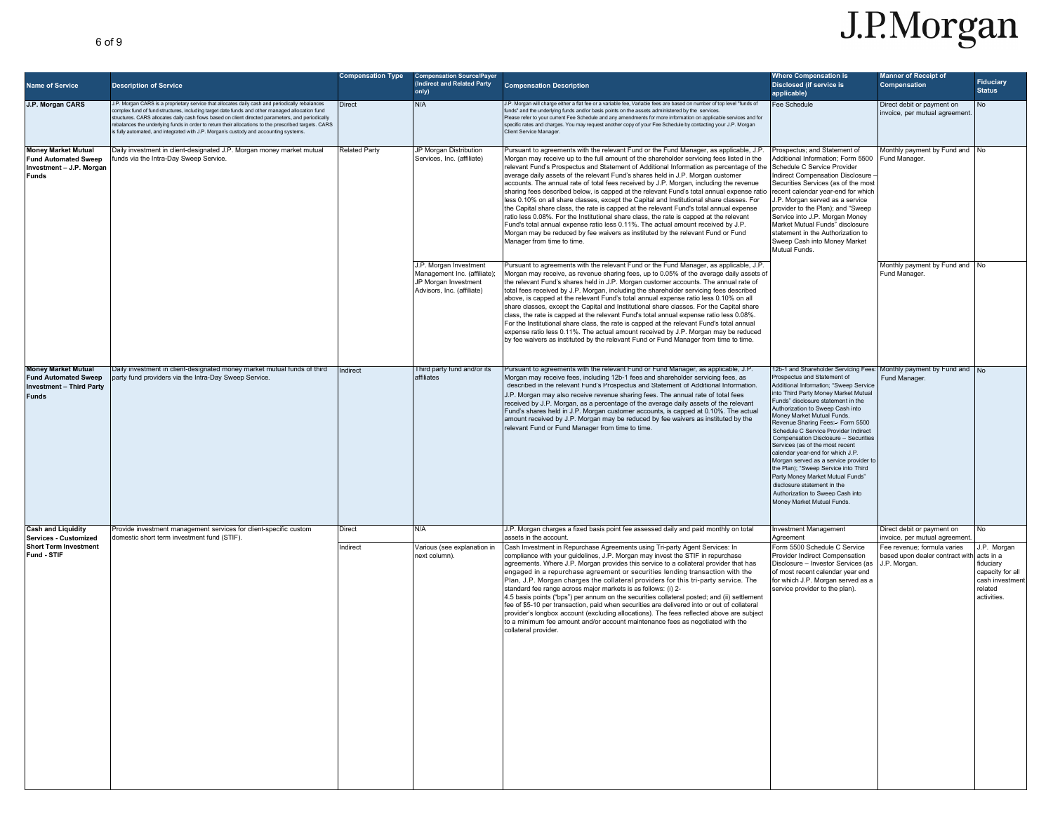| Name of Service | Description of Service | Compensation Type | Compensation Source/Payer (Indirect and Related Party only) | Compensation Description | Where Compensation is Disclosed (if service is applicable) | Manner of Receipt of Compensation | Fiduciary Status |
|---|---|---|---|---|---|---|---|
| **J.P. Morgan CARS** | J.P. Morgan CARS is a proprietary service that allocates daily cash and periodically rebalances complex fund of fund structures, including target date funds and other managed allocation fund structures. CARS allocates daily cash flows based on client directed parameters, and periodically rebalances the underlying funds in order to return their allocations to the prescribed targets. CARS is fully automated, and integrated with J.P. Morgan's custody and accounting systems. | Direct | N/A | J.P. Morgan will charge either a flat fee or a variable fee. Variable fees are based on number of top level "funds of funds" and the underlying funds and/or basis points on the assets administered by the services. Please refer to your current Fee Schedule and any amendments for more information on applicable services and for specific rates and charges. You may request another copy of your Fee Schedule by contacting your J.P. Morgan Client Service Manager. | Fee Schedule | Direct debit or payment on invoice, per mutual agreement. | No |
| **Money Market Mutual Fund Automated Sweep Investment – J.P. Morgan Funds** | Daily investment in client-designated J.P. Morgan money market mutual funds via the Intra-Day Sweep Service. | Related Party | JP Morgan Distribution Services, Inc. (affiliate) | Pursuant to agreements with the relevant Fund or the Fund Manager, as applicable, J.P. Morgan may receive up to the full amount of the shareholder servicing fees listed in the relevant Fund's Prospectus and Statement of Additional Information as percentage of the average daily assets of the relevant Fund's shares held in J.P. Morgan customer accounts. The annual rate of total fees received by J.P. Morgan, including the revenue sharing fees described below, is capped at the relevant Fund's total annual expense ratio less 0.10% on all share classes, except the Capital and Institutional share classes. For the Capital share class, the rate is capped at the relevant Fund's total annual expense ratio less 0.08%. For the Institutional share class, the rate is capped at the relevant Fund's total annual expense ratio less 0.11%. The actual amount received by J.P. Morgan may be reduced by fee waivers as instituted by the relevant Fund or Fund Manager from time to time. | Prospectus; and Statement of Additional Information; Form 5500 Schedule C Service Provider Indirect Compensation Disclosure – Securities Services (as of the most recent calendar year-end for which J.P. Morgan served as a service provider to the Plan); and "Sweep Service into J.P. Morgan Money Market Mutual Funds" disclosure statement in the Authorization to Sweep Cash into Money Market Mutual Funds. | Monthly payment by Fund and Fund Manager. | No |
| | | | J.P. Morgan Investment Management Inc. (affiliate); JP Morgan Investment Advisors, Inc. (affiliate) | Pursuant to agreements with the relevant Fund or the Fund Manager, as applicable, J.P. Morgan may receive, as revenue sharing fees, up to 0.05% of the average daily assets of the relevant Fund's shares held in J.P. Morgan customer accounts. The annual rate of total fees received by J.P. Morgan, including the shareholder servicing fees described above, is capped at the relevant Fund's total annual expense ratio less 0.10% on all share classes, except the Capital and Institutional share classes. For the Capital share class, the rate is capped at the relevant Fund's total annual expense ratio less 0.08%. For the Institutional share class, the rate is capped at the relevant Fund's total annual expense ratio less 0.11%. The actual amount received by J.P. Morgan may be reduced by fee waivers as instituted by the relevant Fund or Fund Manager from time to time. | | Monthly payment by Fund and Fund Manager. | No |
| **Money Market Mutual Fund Automated Sweep Investment – Third Party Funds** | Daily investment in client-designated money market mutual funds of third party fund providers via the Intra-Day Sweep Service. | Indirect | Third party fund and/or its affiliates | Pursuant to agreements with the relevant Fund or Fund Manager, as applicable, J.P. Morgan may receive fees, including 12b-1 fees and shareholder servicing fees, as described in the relevant Fund's Prospectus and Statement of Additional Information. J.P. Morgan may also receive revenue sharing fees. The annual rate of total fees received by J.P. Morgan, as a percentage of the average daily assets of the relevant Fund's shares held in J.P. Morgan customer accounts, is capped at 0.10%. The actual amount received by J.P. Morgan may be reduced by fee waivers as instituted by the relevant Fund or Fund Manager from time to time. | 12b-1 and Shareholder Servicing Fees: Prospectus and Statement of Additional Information; "Sweep Service into Third Party Money Market Mutual Funds" disclosure statement in the Authorization to Sweep Cash into Money Market Mutual Funds. Revenue Sharing Fees: Form 5500 Schedule C Service Provider Indirect Compensation Disclosure – Securities Services (as of the most recent calendar year-end for which J.P. Morgan served as a service provider to the Plan); "Sweep Service into Third Party Money Market Mutual Funds" disclosure statement in the Authorization to Sweep Cash into Money Market Mutual Funds. | Monthly payment by Fund and Fund Manager. | No |
| **Cash and Liquidity Services - Customized Short Term Investment Fund - STIF** | Provide investment management services for client-specific custom domestic short term investment fund (STIF). | Direct | N/A | J.P. Morgan charges a fixed basis point fee assessed daily and paid monthly on total assets in the account. | Investment Management Agreement | Direct debit or payment on invoice, per mutual agreement. | No |
| | | Indirect | Various (see explanation in next column). | Cash Investment in Repurchase Agreements using Tri-party Agent Services: In compliance with your guidelines, J.P. Morgan may invest the STIF in repurchase agreements. Where J.P. Morgan provides this service to a collateral provider that has engaged in a repurchase agreement or securities lending transaction with the Plan, J.P. Morgan charges the collateral providers for this tri-party service. The standard fee range across major markets is as follows: (i) 2-4.5 basis points ("bps") per annum on the securities collateral posted; and (ii) settlement fee of $5-10 per transaction, paid when securities are delivered into or out of collateral provider's longbox account (excluding allocations). The fees reflected above are subject to a minimum fee amount and/or account maintenance fees as negotiated with the collateral provider. | Form 5500 Schedule C Service Provider Indirect Compensation Disclosure – Investor Services (as of most recent calendar year end for which J.P. Morgan served as a service provider to the plan). | Fee revenue; formula varies based upon dealer contract with J.P. Morgan. | J.P. Morgan acts in a fiduciary capacity for all cash investment related activities. |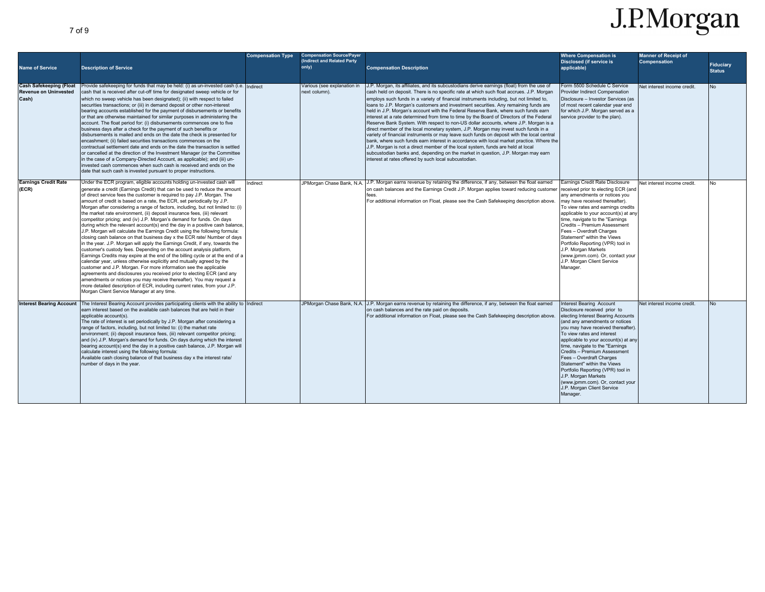| Name of Service | Description of Service | Compensation Type | Compensation Source/Payer (Indirect and Related Party only) | Compensation Description | Where Compensation is Disclosed (if service is applicable) | Manner of Receipt of Compensation | Fiduciary Status |
|---|---|---|---|---|---|---|---|
| **Cash Safekeeping (Float Revenue on Uninvested Cash)** | Provide safekeeping for funds that may be held: (i) as un-invested cash (i.e. cash that is received after cut-off time for designated sweep vehicle or for which no sweep vehicle has been designated); (ii) with respect to failed securities transactions; or (iii) in demand deposit or other non-interest bearing accounts established for the payment of disbursements or benefits or that are otherwise maintained for similar purposes in administering the account. The float period for: (i) disbursements commences one to five business days after a check for the payment of such benefits or disbursements is mailed and ends on the date the check is presented for encashment; (ii) failed securities transactions commences on the contractual settlement date and ends on the date the transaction is settled or cancelled at the direction of the Investment Manager (or the Committee in the case of a Company-Directed Account, as applicable); and (iii) un-invested cash commences when such cash is received and ends on the date that such cash is invested pursuant to proper instructions. | Indirect | Various (see explanation in next column). | J.P. Morgan, its affiliates, and its subcustodians derive earnings (float) from the use of cash held on deposit. There is no specific rate at which such float accrues. J.P. Morgan employs such funds in a variety of financial instruments including, but not limited to, loans to J.P. Morgan's customers and investment securities. Any remaining funds are held in J.P. Morgan's account with the Federal Reserve Bank, where such funds earn interest at a rate determined from time to time by the Board of Directors of the Federal Reserve Bank System. With respect to non-US dollar accounts, where J.P. Morgan is a direct member of the local monetary system, J.P. Morgan may invest such funds in a variety of financial instruments or may leave such funds on deposit with the local central bank, where such funds earn interest in accordance with local market practice. Where the J.P. Morgan is not a direct member of the local system, funds are held at local subcustodian banks and, depending on the market in question, J.P. Morgan may earn interest at rates offered by such local subcustodian. | Form 5500 Schedule C Service Provider Indirect Compensation Disclosure – Investor Services (as of most recent calendar year end for which J.P. Morgan served as a service provider to the plan). | Net interest income credit. | No |
| **Earnings Credit Rate (ECR)** | Under the ECR program, eligible accounts holding un-invested cash will generate a credit (Earnings Credit) that can be used to reduce the amount of direct service fees the customer is required to pay J.P. Morgan. The amount of credit is based on a rate, the ECR, set periodically by J.P. Morgan after considering a range of factors, including, but not limited to: (i) the market rate environment, (ii) deposit insurance fees, (iii) relevant competitor pricing; and (iv) J.P. Morgan's demand for funds. On days during which the relevant account(s) end the day in a positive cash balance, J.P. Morgan will calculate the Earnings Credit using the following formula: closing cash balance on that business day x the ECR rate/ Number of days in the year. J.P. Morgan will apply the Earnings Credit, if any, towards the customer's custody fees. Depending on the account analysis platform, Earnings Credits may expire at the end of the billing cycle or at the end of a calendar year, unless otherwise explicitly and mutually agreed by the customer and J.P. Morgan. For more information see the applicable agreements and disclosures you received prior to electing ECR (and any amendments or notices you may receive thereafter). You may request a more detailed description of ECR, including current rates, from your J.P. Morgan Client Service Manager at any time. | Indirect | JPMorgan Chase Bank, N.A. | J.P. Morgan earns revenue by retaining the difference, if any, between the float earned on cash balances and the Earnings Credit J.P. Morgan applies toward reducing customer fees.<br>For additional information on Float, please see the Cash Safekeeping description above. | Earnings Credit Rate Disclosure received prior to electing ECR (and any amendments or notices you may have received thereafter). To view rates and earnings credits applicable to your account(s) at any time, navigate to the "Earnings Credits – Premium Assessment Fees – Overdraft Charges Statement" within the Views Portfolio Reporting (VPR) tool in J.P. Morgan Markets (www.jpmm.com). Or, contact your J.P. Morgan Client Service Manager. | Net interest income credit. | No |
| **Interest Bearing Account** | The Interest Bearing Account provides participating clients with the ability to earn interest based on the available cash balances that are held in their applicable account(s).<br>The rate of interest is set periodically by J.P. Morgan after considering a range of factors, including, but not limited to: (i) the market rate environment; (ii) deposit insurance fees, (iii) relevant competitor pricing; and (iv) J.P. Morgan's demand for funds. On days during which the interest bearing account(s) end the day in a positive cash balance, J.P. Morgan will calculate interest using the following formula:<br>Available cash closing balance of that business day x the interest rate/ number of days in the year. | Indirect | JPMorgan Chase Bank, N.A. | J.P. Morgan earns revenue by retaining the difference, if any, between the float earned on cash balances and the rate paid on deposits.<br>For additional information on Float, please see the Cash Safekeeping description above. | Interest Bearing Account Disclosure received prior to electing Interest Bearing Accounts (and any amendments or notices you may have received thereafter). To view rates and interest applicable to your account(s) at any time, navigate to the "Earnings Credits – Premium Assessment Fees – Overdraft Charges Statement" within the Views Portfolio Reporting (VPR) tool in J.P. Morgan Markets (www.jpmm.com). Or, contact your J.P. Morgan Client Service Manager. | Net interest income credit. | No |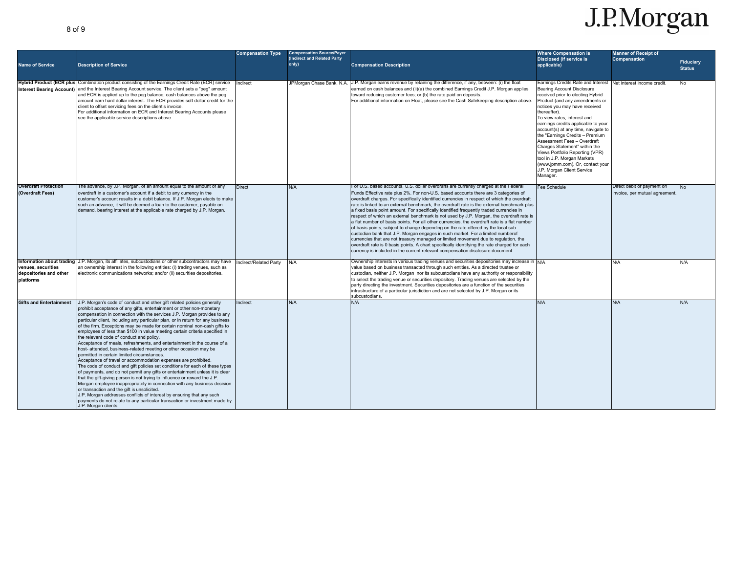| Name of Service | Description of Service | Compensation Type | Compensation Source/Payer (Indirect and Related Party only) | Compensation Description | Where Compensation is Disclosed (if service is applicable) | Manner of Receipt of Compensation | Fiduciary Status |
|---|---|---|---|---|---|---|---|
| **Hybrid Product (ECR plus Interest Bearing Account)** | Combination product consisting of the Earnings Credit Rate (ECR) service and the Interest Bearing Account service. The client sets a "peg" amount and ECR is applied up to the peg balance; cash balances above the peg amount earn hard dollar interest. The ECR provides soft dollar credit for the client to offset servicing fees on the client's invoice.<br>For additional information on ECR and Interest Bearing Accounts please see the applicable service descriptions above. | Indirect | JPMorgan Chase Bank, N.A. | J.P. Morgan earns revenue by retaining the difference, if any, between: (i) the float earned on cash balances and (ii)(a) the combined Earnings Credit J.P. Morgan applies toward reducing customer fees; or (b) the rate paid on deposits.<br>For additional information on Float, please see the Cash Safekeeping description above. | Earnings Credits Rate and Interest Bearing Account Disclosure received prior to electing Hybrid Product (and any amendments or notices you may have received thereafter).<br>To view rates, interest and earnings credits applicable to your account(s) at any time, navigate to the "Earnings Credits – Premium Assessment Fees – Overdraft Charges Statement" within the Views Portfolio Reporting (VPR) tool in J.P. Morgan Markets (www.jpmm.com). Or, contact your J.P. Morgan Client Service Manager. | Net interest income credit. | No |
| **Overdraft Protection (Overdraft Fees)** | The advance, by J.P. Morgan, of an amount equal to the amount of any overdraft in a customer's account if a debit to any currency in the customer's account results in a debit balance. If J.P. Morgan elects to make such an advance, it will be deemed a loan to the customer, payable on demand, bearing interest at the applicable rate charged by J.P. Morgan. | Direct | N/A | For U.S. based accounts, U.S. dollar overdrafts are currently charged at the Federal Funds Effective rate plus 2%. For non-U.S. based accounts there are 3 categories of overdraft charges. For specifically identified currencies in respect of which the overdraft rate is linked to an external benchmark, the overdraft rate is the external benchmark plus a fixed basis point amount. For specifically identified frequently traded currencies in respect of which an external benchmark is not used by J.P. Morgan, the overdraft rate is a flat number of basis points. For all other currencies, the overdraft rate is a flat number of basis points, subject to change depending on the rate offered by the local sub custodian bank that J.P. Morgan engages in such market. For a limited numberof currencies that are not treasury managed or limited movement due to regulation, the overdraft rate is 0 basis points. A chart specifically identifying the rate charged for each currency is included in the current relevant compensation disclosure document. | Fee Schedule | Direct debit or payment on invoice, per mutual agreement. | No |
| **Information about trading venues, securities depositories and other platforms** | J.P. Morgan, its affiliates, subcustodians or other subcontractors may have an ownership interest in the following entities: (i) trading venues, such as electronic communications networks; and/or (ii) securities depositories. | Indirect/Related Party | N/A | Ownership interests in various trading venues and securities depositories may increase in value based on business transacted through such entities. As a directed trustee or custodian, neither J.P. Morgan nor its subcustodians have any authority or responsibility to select the trading venue or securities depository. Trading venues are selected by the party directing the investment. Securities depositories are a function of the securities infrastructure of a particular jurisdiction and are not selected by J.P. Morgan or its subcustodians. | N/A | N/A | N/A |
| **Gifts and Entertainment** | J.P. Morgan's code of conduct and other gift related policies generally prohibit acceptance of any gifts, entertainment or other non-monetary compensation in connection with the services J.P. Morgan provides to any particular client, including any particular plan, or in return for any business of the firm. Exceptions may be made for certain nominal non-cash gifts to employees of less than $100 in value meeting certain criteria specified in the relevant code of conduct and policy.<br>Acceptance of meals, refreshments, and entertainment in the course of a host- attended, business-related meeting or other occasion may be permitted in certain limited circumstances.<br>Acceptance of travel or accommodation expenses are prohibited.<br>The code of conduct and gift policies set conditions for each of these types of payments, and do not permit any gifts or entertainment unless it is clear that the gift-giving person is not trying to influence or reward the J.P. Morgan employee inappropriately in connection with any business decision or transaction and the gift is unsolicited.<br>J.P. Morgan addresses conflicts of interest by ensuring that any such payments do not relate to any particular transaction or investment made by J.P. Morgan clients. | Indirect | N/A | N/A | N/A | N/A | N/A |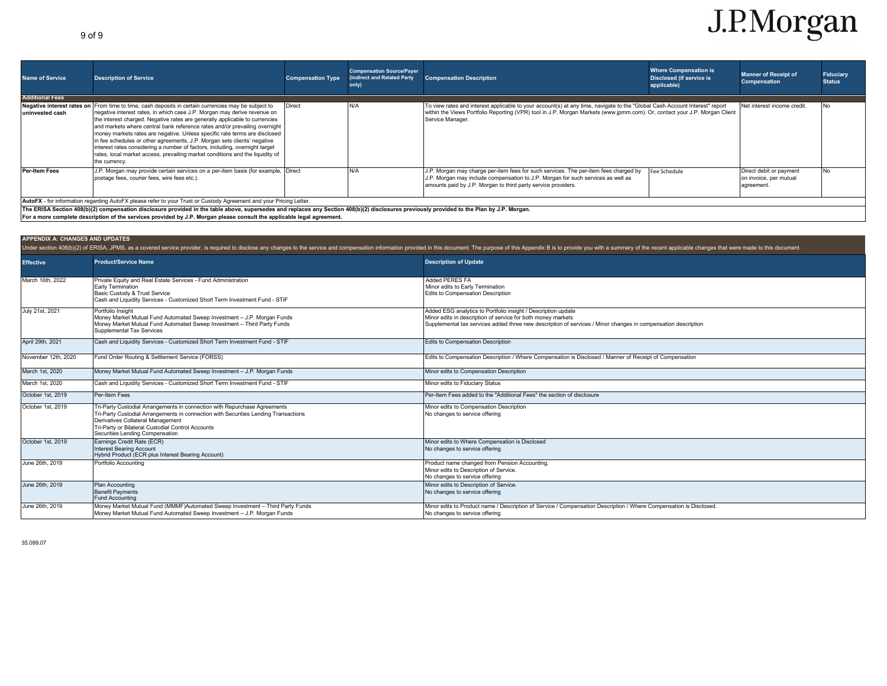| Name of Service | Description of Service | Compensation Type | Compensation Source/Payer (Indirect and Related Party only) | Compensation Description | Where Compensation is Disclosed (if service is applicable) | Manner of Receipt of Compensation | Fiduciary Status |
|---|---|---|---|---|---|---|---|
| **Additional Fees** | | | | | | | |
| **Negative interest rates on uninvested cash** | From time to time, cash deposits in certain currencies may be subject to negative interest rates, in which case J.P. Morgan may derive revenue on the interest charged. Negative rates are generally applicable to currencies and markets where central bank reference rates and/or prevailing overnight money markets rates are negative. Unless specific rate terms are disclosed in fee schedules or other agreements, J.P. Morgan sets clients' negative interest rates considering a number of factors, including, overnight target rates, local market access, prevailing market conditions and the liquidity of the currency. | Direct | N/A | To view rates and interest applicable to your account(s) at any time, navigate to the "Global Cash Account Interest" report within the Views Portfolio Reporting (VPR) tool in J.P. Morgan Markets (www.jpmm.com). Or, contact your J.P. Morgan Client Service Manager. | | Net interest income credit. | No |
| **Per-Item Fees** | J.P. Morgan may provide certain services on a per-item basis (for example, postage fees, courier fees, wire fees etc.). | Direct | N/A | J.P. Morgan may charge per-item fees for such services. The per-item fees charged by J.P. Morgan may include compensation to J.P. Morgan for such services as well as amounts paid by J.P. Morgan to third party service providers. | Fee Schedule | Direct debit or payment on invoice, per mutual agreement. | No |

**AutoFX** - for information regarding AutoFX please refer to your Trust or Custody Agreement and your Pricing Letter.

**The ERISA Section 408(b)(2) compensation disclosure provided in the table above, supersedes and replaces any Section 408(b)(2) disclosures previously provided to the Plan by J.P. Morgan.**

**For a more complete description of the services provided by J.P. Morgan please consult the applicable legal agreement.**

## APPENDIX A: CHANGES AND UPDATES

Under section 408(b)(2) of ERISA, JPMS, as a covered service provider, is required to disclose any changes to the service and compensation information provided in this document. The purpose of this Appendix B is to provide you with a summary of the recent applicable changes that were made to this document.

| Effective | Product/Service Name | Description of Update |
|---|---|---|
| March 16th, 2022 | Private Equity and Real Estate Services - Fund Administration<br>Early Termination<br>Basic Custody & Trust Service<br>Cash and Liquidity Services - Customized Short Term Investment Fund - STIF | Added PERES FA<br>Minor edits to Early Termination<br>Edits to Compensation Description |
| July 21st, 2021 | Portfolio Insight<br>Money Market Mutual Fund Automated Sweep Investment – J.P. Morgan Funds<br>Money Market Mutual Fund Automated Sweep Investment – Third Party Funds<br>Supplemental Tax Services | Added ESG analytics to Portfolio insight / Description update<br>Minor edits in description of service for both money markets<br>Supplemental tax services added three new description of services / Minor changes in compensation description |
| April 29th, 2021 | Cash and Liquidity Services - Customized Short Term Investment Fund - STIF | Edits to Compensation Description |
| November 12th, 2020 | Fund Order Routing & Settlement Service (FORSS) | Edits to Compensation Description / Where Compensation is Disclosed / Manner of Receipt of Compensation |
| March 1st, 2020 | Money Market Mutual Fund Automated Sweep Investment – J.P. Morgan Funds | Minor edits to Compensation Description |
| March 1st, 2020 | Cash and Liquidity Services - Customized Short Term Investment Fund - STIF | Minor edits to Fiduciary Status |
| October 1st, 2019 | Per-Item Fees | Per-Item Fees added to the "Additional Fees" the section of disclosure |
| October 1st, 2019 | Tri-Party Custodial Arrangements in connection with Repurchase Agreements<br>Tri-Party Custodial Arrangements in connection with Securities Lending Transactions<br>Derivatives Collateral Management<br>Tri-Party or Bilateral Custodial Control Accounts<br>Securities Lending Compensation | Minor edits to Compensation Description<br>No changes to service offering |
| October 1st, 2019 | Earnings Credit Rate (ECR)<br>Interest Bearing Account<br>Hybrid Product (ECR plus Interest Bearing Account) | Minor edits to Where Compensation is Disclosed<br>No changes to service offering |
| June 26th, 2019 | Portfolio Accounting | Product name changed from Pension Accounting.<br>Minor edits to Description of Service.<br>No changes to service offering |
| June 26th, 2019 | Plan Accounting<br>Benefit Payments<br>Fund Accounting | Minor edits to Description of Service.<br>No changes to service offering |
| June 26th, 2019 | Money Market Mutual Fund (MMMF)Automated Sweep Investment – Third Party Funds<br>Money Market Mutual Fund Automated Sweep Investment – J.P. Morgan Funds | Minor edits to Product name / Description of Service / Compensation Description / Where Compensation is Disclosed.<br>No changes to service offering |

35.099.07